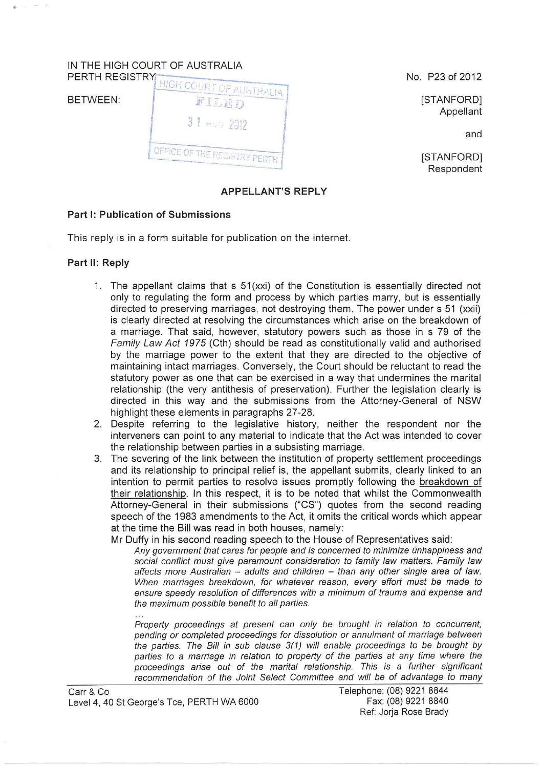IN THE HIGH COURT OF AUSTRALIA
PERTH REGISTRY

HIGH COURT OF AUSTRALIA
FILED
31 AUG 2012
OFFICE OF THE REGISTRY PERTH

No. P23 of 2012

BETWEEN:

[STANFORD]
Appellant

and

[STANFORD]
Respondent

## APPELLANT'S REPLY

### Part I: Publication of Submissions

This reply is in a form suitable for publication on the internet.

### Part II: Reply

1. The appellant claims that s 51(xxi) of the Constitution is essentially directed not only to regulating the form and process by which parties marry, but is essentially directed to preserving marriages, not destroying them. The power under s 51 (xxii) is clearly directed at resolving the circumstances which arise on the breakdown of a marriage. That said, however, statutory powers such as those in s 79 of the *Family Law Act 1975* (Cth) should be read as constitutionally valid and authorised by the marriage power to the extent that they are directed to the objective of maintaining intact marriages. Conversely, the Court should be reluctant to read the statutory power as one that can be exercised in a way that undermines the marital relationship (the very antithesis of preservation). Further the legislation clearly is directed in this way and the submissions from the Attorney-General of NSW highlight these elements in paragraphs 27-28.
2. Despite referring to the legislative history, neither the respondent nor the interveners can point to any material to indicate that the Act was intended to cover the relationship between parties in a subsisting marriage.
3. The severing of the link between the institution of property settlement proceedings and its relationship to principal relief is, the appellant submits, clearly linked to an intention to permit parties to resolve issues promptly following the <u>breakdown of their relationship</u>. In this respect, it is to be noted that whilst the Commonwealth Attorney-General in their submissions ("CS") quotes from the second reading speech of the 1983 amendments to the Act, it omits the critical words which appear at the time the Bill was read in both houses, namely:

   Mr Duffy in his second reading speech to the House of Representatives said:

   > *Any government that cares for people and is concerned to minimize unhappiness and social conflict must give paramount consideration to family law matters. Family law affects more Australian – adults and children – than any other single area of law. When marriages breakdown, for whatever reason, every effort must be made to ensure speedy resolution of differences with a minimum of trauma and expense and the maximum possible benefit to all parties.*
   >
   > *...*
   >
   > *Property proceedings at present can only be brought in relation to concurrent, pending or completed proceedings for dissolution or annulment of marriage between the parties. The Bill in sub clause 3(1) will enable proceedings to be brought by parties to a marriage in relation to property of the parties at any time where the proceedings arise out of the marital relationship. This is a further significant recommendation of the Joint Select Committee and will be of advantage to many*

Carr & Co
Level 4, 40 St George's Tce, PERTH WA 6000

Telephone: (08) 9221 8844
Fax: (08) 9221 8840
Ref: Jorja Rose Brady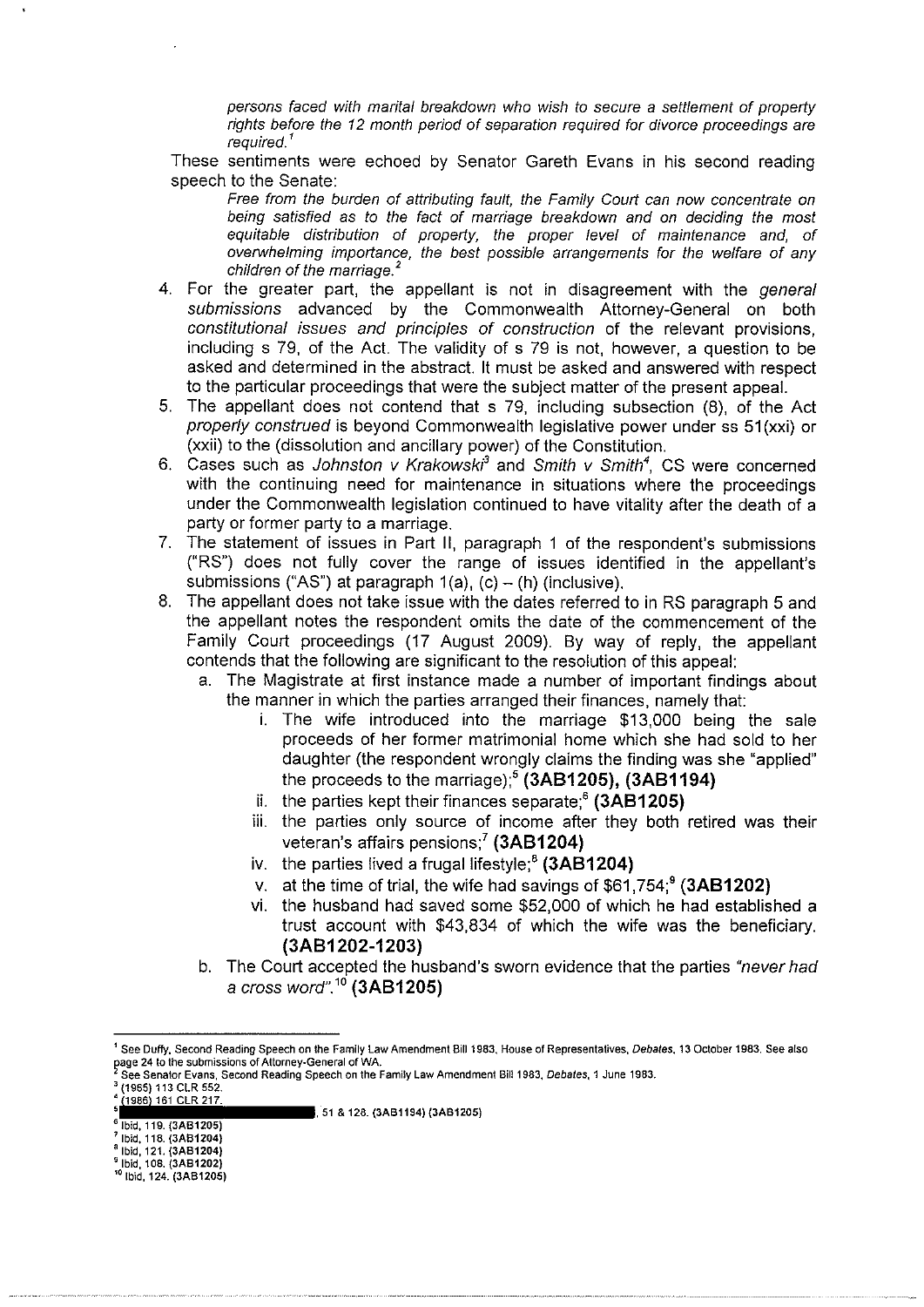*persons faced with marital breakdown who wish to secure a settlement of property rights before the 12 month period of separation required for divorce proceedings are required.*[1]

These sentiments were echoed by Senator Gareth Evans in his second reading speech to the Senate:

> *Free from the burden of attributing fault, the Family Court can now concentrate on being satisfied as to the fact of marriage breakdown and on deciding the most equitable distribution of property, the proper level of maintenance and, of overwhelming importance, the best possible arrangements for the welfare of any children of the marriage.*[2]

4. For the greater part, the appellant is not in disagreement with the *general submissions* advanced by the Commonwealth Attorney-General on both *constitutional issues and principles of construction* of the relevant provisions, including s 79, of the Act. The validity of s 79 is not, however, a question to be asked and determined in the abstract. It must be asked and answered with respect to the particular proceedings that were the subject matter of the present appeal.
5. The appellant does not contend that s 79, including subsection (8), of the Act *properly construed* is beyond Commonwealth legislative power under ss 51(xxi) or (xxii) to the (dissolution and ancillary power) of the Constitution.
6. Cases such as *Johnston v Krakowski*[3] and *Smith v Smith*[4], CS were concerned with the continuing need for maintenance in situations where the proceedings under the Commonwealth legislation continued to have vitality after the death of a party or former party to a marriage.
7. The statement of issues in Part II, paragraph 1 of the respondent's submissions ("RS") does not fully cover the range of issues identified in the appellant's submissions ("AS") at paragraph 1(a), (c) – (h) (inclusive).
8. The appellant does not take issue with the dates referred to in RS paragraph 5 and the appellant notes the respondent omits the date of the commencement of the Family Court proceedings (17 August 2009). By way of reply, the appellant contends that the following are significant to the resolution of this appeal:
   a. The Magistrate at first instance made a number of important findings about the manner in which the parties arranged their finances, namely that:
      i. The wife introduced into the marriage $13,000 being the sale proceeds of her former matrimonial home which she had sold to her daughter (the respondent wrongly claims the finding was she "applied" the proceeds to the marriage);[5] **(3AB1205), (3AB1194)**
      ii. the parties kept their finances separate;[6] **(3AB1205)**
      iii. the parties only source of income after they both retired was their veteran's affairs pensions;[7] **(3AB1204)**
      iv. the parties lived a frugal lifestyle;[8] **(3AB1204)**
      v. at the time of trial, the wife had savings of $61,754;[9] **(3AB1202)**
      vi. the husband had saved some $52,000 of which he had established a trust account with $43,834 of which the wife was the beneficiary. **(3AB1202-1203)**
   b. The Court accepted the husband's sworn evidence that the parties *"never had a cross word"*.[10] **(3AB1205)**

---

[1] See Duffy, Second Reading Speech on the Family Law Amendment Bill 1983, House of Representatives, *Debates*, 13 October 1983. See also page 24 to the submissions of Attorney-General of WA.
[2] See Senator Evans, Second Reading Speech on the Family Law Amendment Bill 1983, *Debates*, 1 June 1983.
[3] (1965) 113 CLR 552.
[4] (1986) 161 CLR 217.
[5] [redacted], 51 & 128. (3AB1194) (3AB1205)
[6] Ibid, 119. (3AB1205)
[7] Ibid, 118. (3AB1204)
[8] Ibid, 121. (3AB1204)
[9] Ibid, 108. (3AB1202)
[10] Ibid, 124. (3AB1205)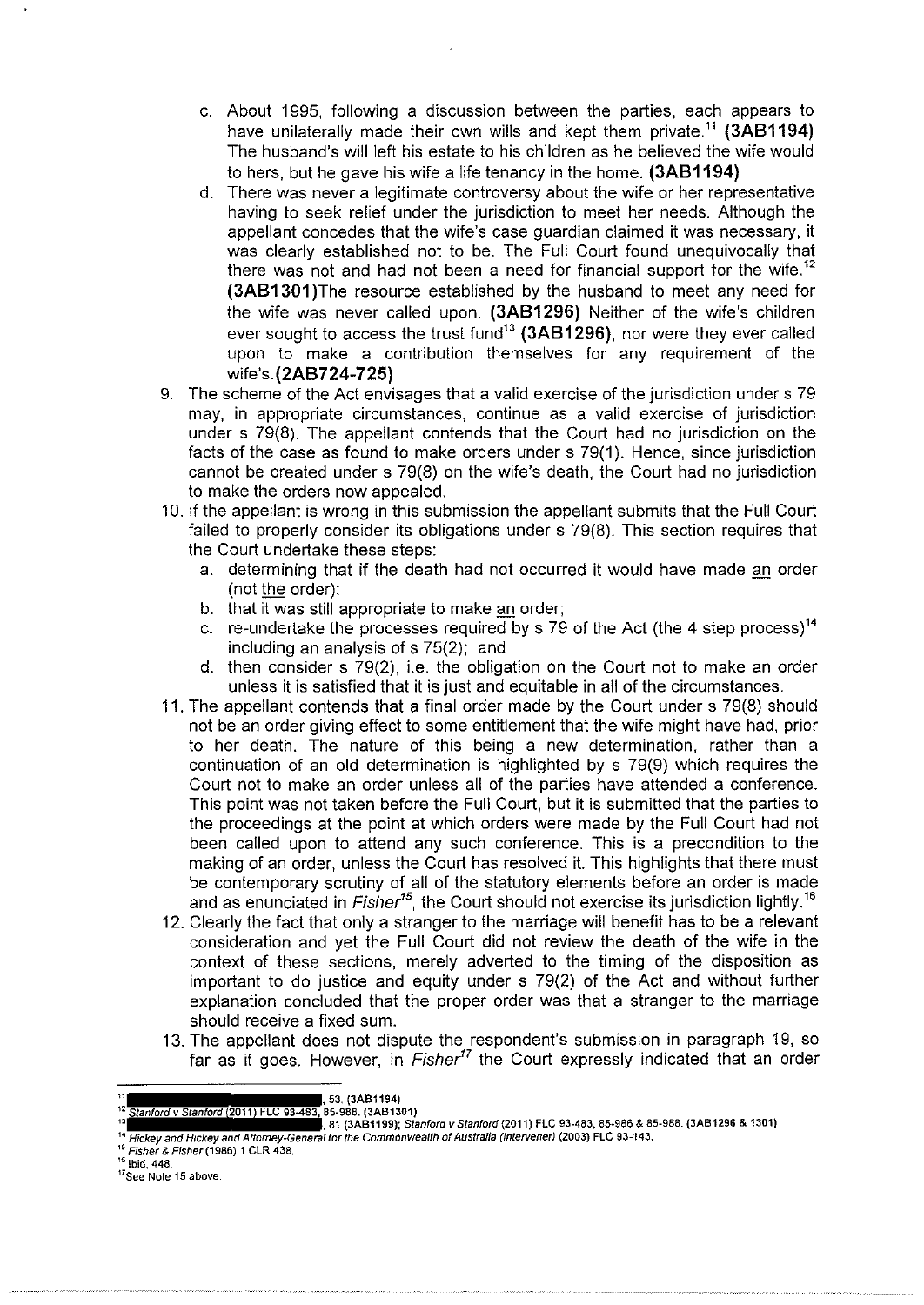c. About 1995, following a discussion between the parties, each appears to have unilaterally made their own wills and kept them private.[11] **(3AB1194)** The husband's will left his estate to his children as he believed the wife would to hers, but he gave his wife a life tenancy in the home. **(3AB1194)**

d. There was never a legitimate controversy about the wife or her representative having to seek relief under the jurisdiction to meet her needs. Although the appellant concedes that the wife's case guardian claimed it was necessary, it was clearly established not to be. The Full Court found unequivocally that there was not and had not been a need for financial support for the wife.[12] **(3AB1301)**The resource established by the husband to meet any need for the wife was never called upon. **(3AB1296)** Neither of the wife's children ever sought to access the trust fund[13] **(3AB1296)**, nor were they ever called upon to make a contribution themselves for any requirement of the wife's.**(2AB724-725)**

9. The scheme of the Act envisages that a valid exercise of the jurisdiction under s 79 may, in appropriate circumstances, continue as a valid exercise of jurisdiction under s 79(8). The appellant contends that the Court had no jurisdiction on the facts of the case as found to make orders under s 79(1). Hence, since jurisdiction cannot be created under s 79(8) on the wife's death, the Court had no jurisdiction to make the orders now appealed.

10. If the appellant is wrong in this submission the appellant submits that the Full Court failed to properly consider its obligations under s 79(8). This section requires that the Court undertake these steps:
    a. determining that if the death had not occurred it would have made <u>an</u> order (not <u>the</u> order);
    b. that it was still appropriate to make <u>an</u> order;
    c. re-undertake the processes required by s 79 of the Act (the 4 step process)[14] including an analysis of s 75(2); and
    d. then consider s 79(2), i.e. the obligation on the Court not to make an order unless it is satisfied that it is just and equitable in all of the circumstances.

11. The appellant contends that a final order made by the Court under s 79(8) should not be an order giving effect to some entitlement that the wife might have had, prior to her death. The nature of this being a new determination, rather than a continuation of an old determination is highlighted by s 79(9) which requires the Court not to make an order unless all of the parties have attended a conference. This point was not taken before the Full Court, but it is submitted that the parties to the proceedings at the point at which orders were made by the Full Court had not been called upon to attend any such conference. This is a precondition to the making of an order, unless the Court has resolved it. This highlights that there must be contemporary scrutiny of all of the statutory elements before an order is made and as enunciated in *Fisher*[15], the Court should not exercise its jurisdiction lightly.[16]

12. Clearly the fact that only a stranger to the marriage will benefit has to be a relevant consideration and yet the Full Court did not review the death of the wife in the context of these sections, merely adverted to the timing of the disposition as important to do justice and equity under s 79(2) of the Act and without further explanation concluded that the proper order was that a stranger to the marriage should receive a fixed sum.

13. The appellant does not dispute the respondent's submission in paragraph 19, so far as it goes. However, in *Fisher*[17] the Court expressly indicated that an order

---

[11] ██████████, 53. (3AB1194)
[12] *Stanford v Stanford* (2011) FLC 93-483, 85-986. (3AB1301)
[13] ██████████, 81 (3AB1199); *Stanford v Stanford* (2011) FLC 93-483, 85-986 & 85-988. (3AB1296 & 1301)
[14] *Hickey and Hickey and Attorney-General for the Commonwealth of Australia (Intervener)* (2003) FLC 93-143.
[15] *Fisher & Fisher* (1986) 1 CLR 438.
[16] Ibid, 448.
[17] See Note 15 above.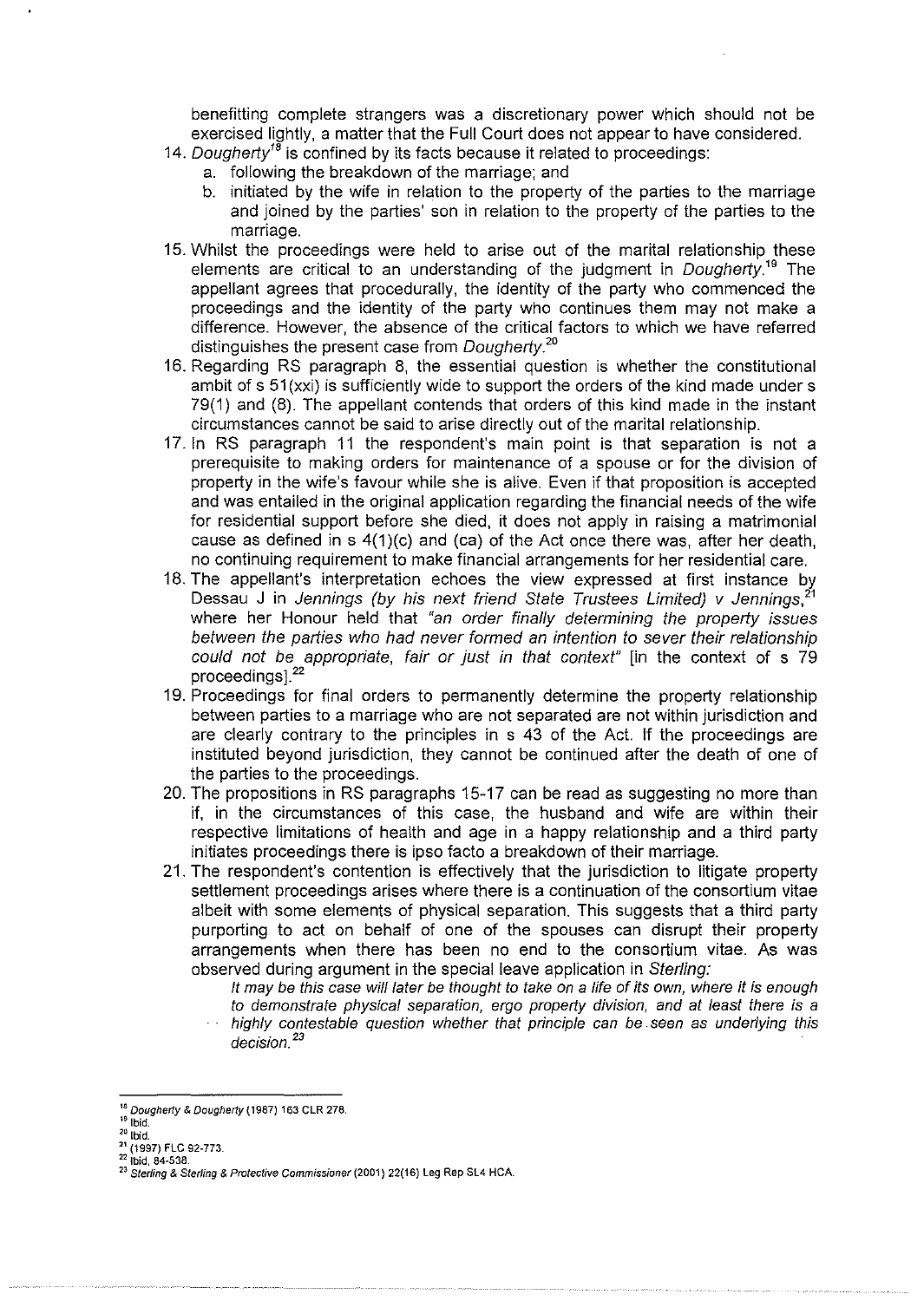benefitting complete strangers was a discretionary power which should not be exercised lightly, a matter that the Full Court does not appear to have considered.

14. *Dougherty*[18] is confined by its facts because it related to proceedings:
    a. following the breakdown of the marriage; and
    b. initiated by the wife in relation to the property of the parties to the marriage and joined by the parties' son in relation to the property of the parties to the marriage.
15. Whilst the proceedings were held to arise out of the marital relationship these elements are critical to an understanding of the judgment in *Dougherty*.[19] The appellant agrees that procedurally, the identity of the party who commenced the proceedings and the identity of the party who continues them may not make a difference. However, the absence of the critical factors to which we have referred distinguishes the present case from *Dougherty*.[20]
16. Regarding RS paragraph 8, the essential question is whether the constitutional ambit of s 51(xxi) is sufficiently wide to support the orders of the kind made under s 79(1) and (8). The appellant contends that orders of this kind made in the instant circumstances cannot be said to arise directly out of the marital relationship.
17. In RS paragraph 11 the respondent's main point is that separation is not a prerequisite to making orders for maintenance of a spouse or for the division of property in the wife's favour while she is alive. Even if that proposition is accepted and was entailed in the original application regarding the financial needs of the wife for residential support before she died, it does not apply in raising a matrimonial cause as defined in s 4(1)(c) and (ca) of the Act once there was, after her death, no continuing requirement to make financial arrangements for her residential care.
18. The appellant's interpretation echoes the view expressed at first instance by Dessau J in *Jennings (by his next friend State Trustees Limited) v Jennings*,[21] where her Honour held that *"an order finally determining the property issues between the parties who had never formed an intention to sever their relationship could not be appropriate, fair or just in that context"* [in the context of s 79 proceedings].[22]
19. Proceedings for final orders to permanently determine the property relationship between parties to a marriage who are not separated are not within jurisdiction and are clearly contrary to the principles in s 43 of the Act. If the proceedings are instituted beyond jurisdiction, they cannot be continued after the death of one of the parties to the proceedings.
20. The propositions in RS paragraphs 15-17 can be read as suggesting no more than if, in the circumstances of this case, the husband and wife are within their respective limitations of health and age in a happy relationship and a third party initiates proceedings there is ipso facto a breakdown of their marriage.
21. The respondent's contention is effectively that the jurisdiction to litigate property settlement proceedings arises where there is a continuation of the consortium vitae albeit with some elements of physical separation. This suggests that a third party purporting to act on behalf of one of the spouses can disrupt their property arrangements when there has been no end to the consortium vitae. As was observed during argument in the special leave application in *Sterling:*

    > *It may be this case will later be thought to take on a life of its own, where it is enough to demonstrate physical separation, ergo property division, and at least there is a highly contestable question whether that principle can be seen as underlying this decision.*[23]

---

[18] *Dougherty & Dougherty* (1987) 163 CLR 278.
[19] Ibid.
[20] Ibid.
[21] (1997) FLC 92-773.
[22] Ibid, 84-538.
[23] *Sterling & Sterling & Protective Commissioner* (2001) 22(16) Leg Rep SL4 HCA.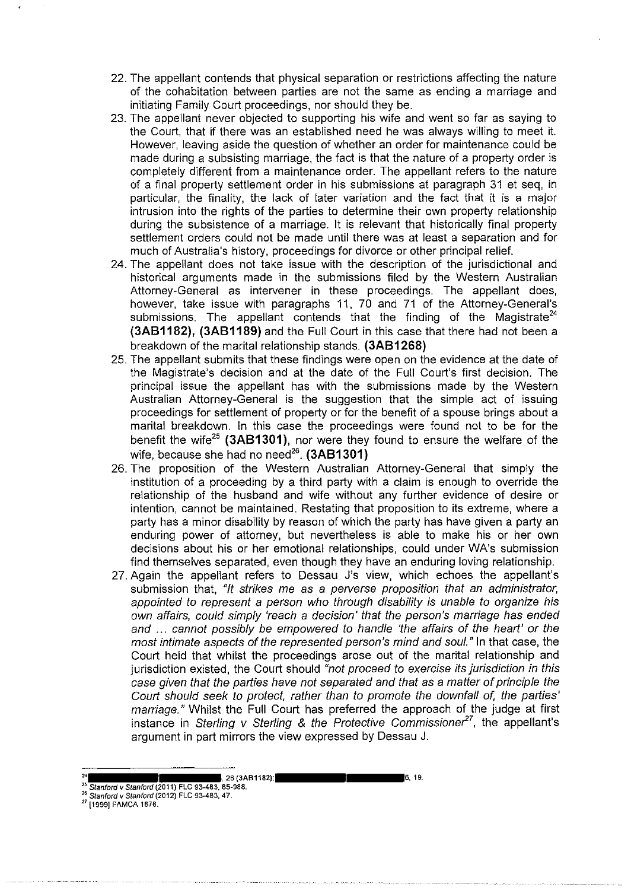22. The appellant contends that physical separation or restrictions affecting the nature of the cohabitation between parties are not the same as ending a marriage and initiating Family Court proceedings, nor should they be.
23. The appellant never objected to supporting his wife and went so far as saying to the Court, that if there was an established need he was always willing to meet it. However, leaving aside the question of whether an order for maintenance could be made during a subsisting marriage, the fact is that the nature of a property order is completely different from a maintenance order. The appellant refers to the nature of a final property settlement order in his submissions at paragraph 31 et seq, in particular, the finality, the lack of later variation and the fact that it is a major intrusion into the rights of the parties to determine their own property relationship during the subsistence of a marriage. It is relevant that historically final property settlement orders could not be made until there was at least a separation and for much of Australia's history, proceedings for divorce or other principal relief.
24. The appellant does not take issue with the description of the jurisdictional and historical arguments made in the submissions filed by the Western Australian Attorney-General as intervener in these proceedings. The appellant does, however, take issue with paragraphs 11, 70 and 71 of the Attorney-General's submissions. The appellant contends that the finding of the Magistrate[24] **(3AB1182), (3AB1189)** and the Full Court in this case that there had not been a breakdown of the marital relationship stands. **(3AB1268)**
25. The appellant submits that these findings were open on the evidence at the date of the Magistrate's decision and at the date of the Full Court's first decision. The principal issue the appellant has with the submissions made by the Western Australian Attorney-General is the suggestion that the simple act of issuing proceedings for settlement of property or for the benefit of a spouse brings about a marital breakdown. In this case the proceedings were found not to be for the benefit the wife[25] **(3AB1301)**, nor were they found to ensure the welfare of the wife, because she had no need[26]. **(3AB1301)**
26. The proposition of the Western Australian Attorney-General that simply the institution of a proceeding by a third party with a claim is enough to override the relationship of the husband and wife without any further evidence of desire or intention, cannot be maintained. Restating that proposition to its extreme, where a party has a minor disability by reason of which the party has have given a party an enduring power of attorney, but nevertheless is able to make his or her own decisions about his or her emotional relationships, could under WA's submission find themselves separated, even though they have an enduring loving relationship.
27. Again the appellant refers to Dessau J's view, which echoes the appellant's submission that, *"It strikes me as a perverse proposition that an administrator, appointed to represent a person who through disability is unable to organize his own affairs, could simply 'reach a decision' that the person's marriage has ended and ... cannot possibly be empowered to handle 'the affairs of the heart' or the most intimate aspects of the represented person's mind and soul."* In that case, the Court held that whilst the proceedings arose out of the marital relationship and jurisdiction existed, the Court should *"not proceed to exercise its jurisdiction in this case given that the parties have not separated and that as a matter of principle the Court should seek to protect, rather than to promote the downfall of, the parties' marriage."* Whilst the Full Court has preferred the approach of the judge at first instance in *Sterling v Sterling & the Protective Commissioner*[27], the appellant's argument in part mirrors the view expressed by Dessau J.

---

[24] ██████████ ██████████, 26 (3AB1182); ██████████ ██████████ 6, 19.
[25] *Stanford v Stanford* (2011) FLC 93-483, 85-988.
[26] *Stanford v Stanford* (2012) FLC 93-483, 47.
[27] [1999] FAMCA 1676.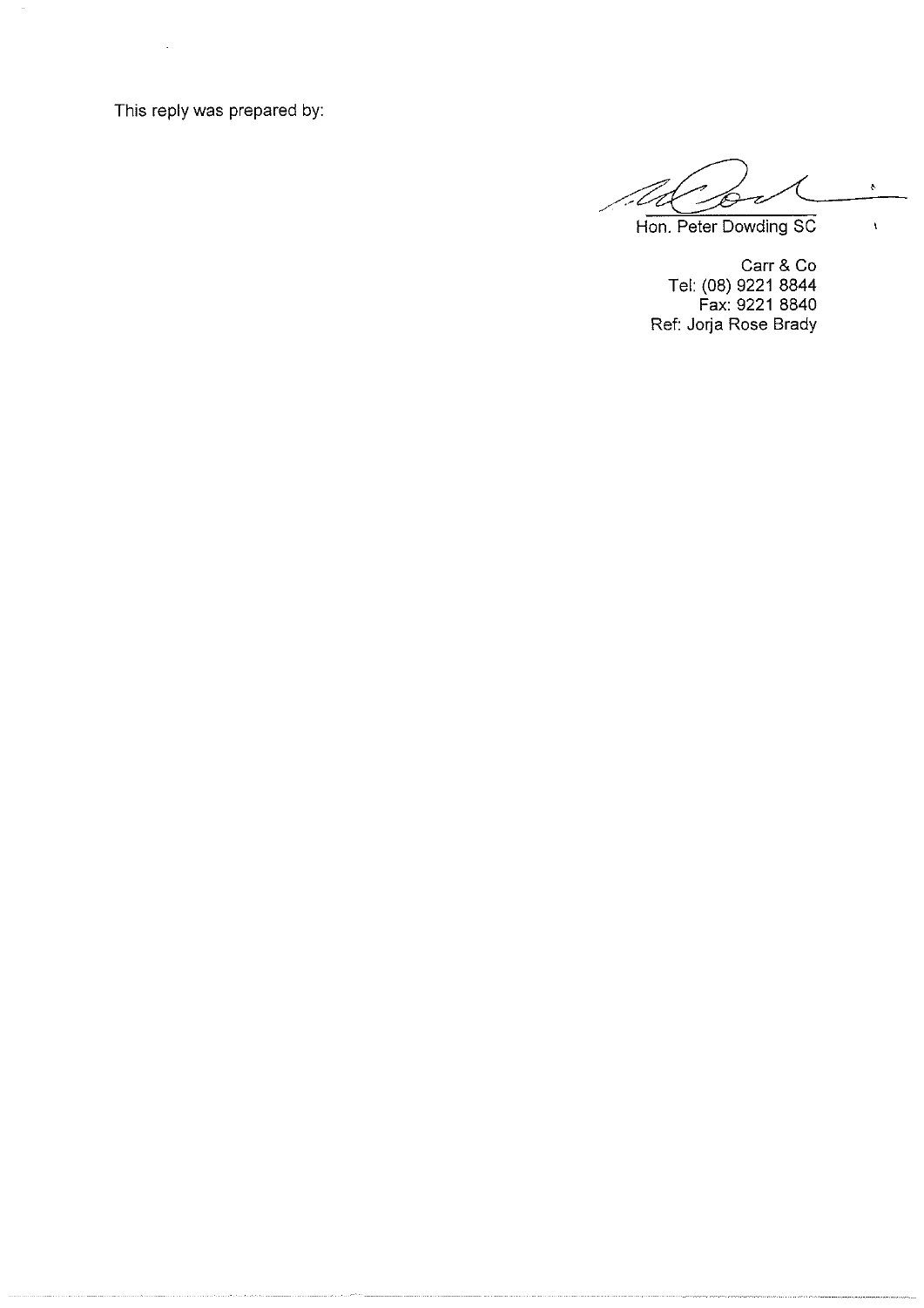This reply was prepared by:

Hon. Peter Dowding SC

Carr & Co
Tel: (08) 9221 8844
Fax: 9221 8840
Ref: Jorja Rose Brady